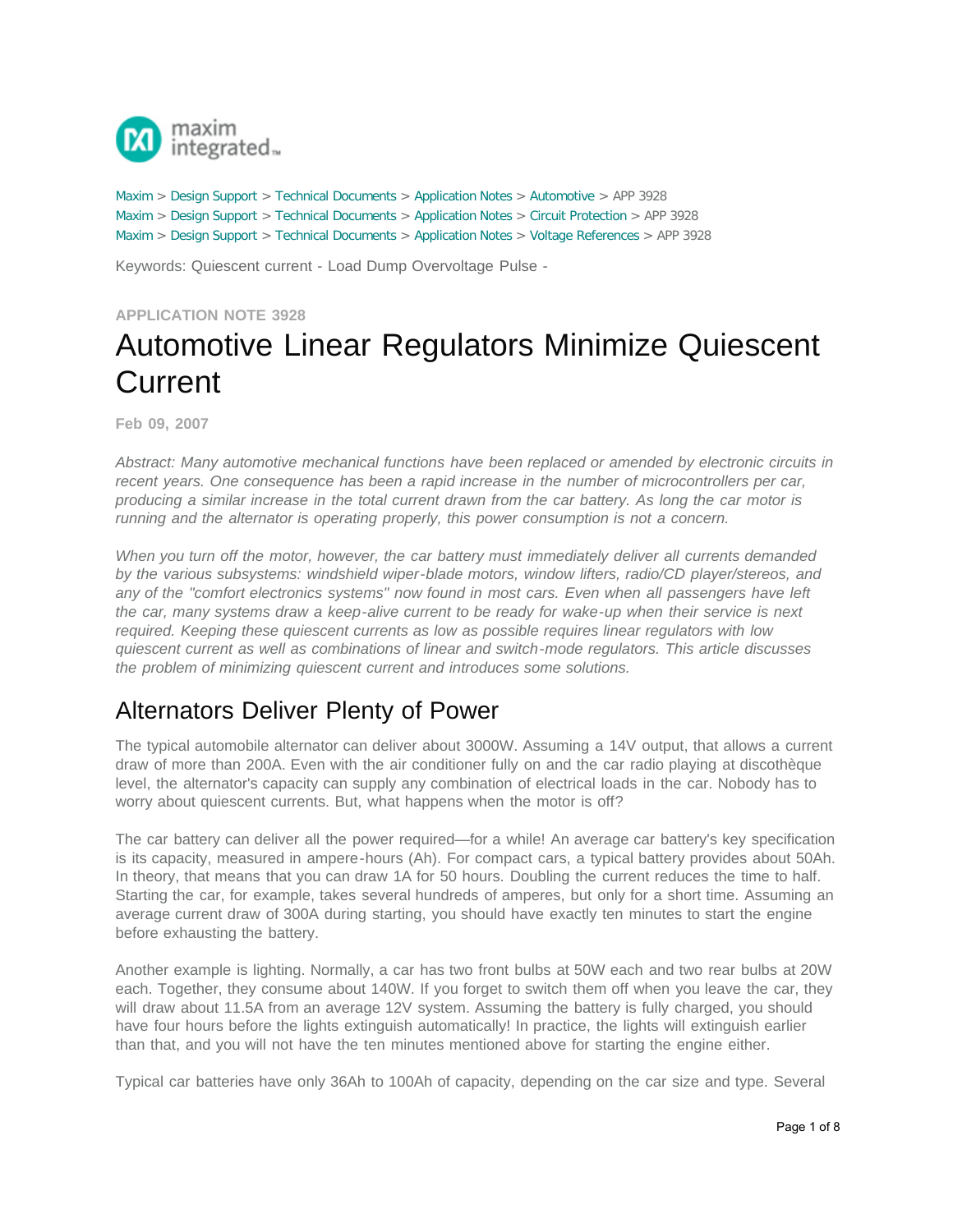Maxim > Design Support > Technical Documents > Application Notes > Automotive > APP 3928
Maxim > Design Support > Technical Documents > Application Notes > Circuit Protection > APP 3928
Maxim > Design Support > Technical Documents > Application Notes > Voltage References > APP 3928

Keywords: Quiescent current - Load Dump Overvoltage Pulse -

**APPLICATION NOTE 3928**

# Automotive Linear Regulators Minimize Quiescent Current

**Feb 09, 2007**

*Abstract: Many automotive mechanical functions have been replaced or amended by electronic circuits in recent years. One consequence has been a rapid increase in the number of microcontrollers per car, producing a similar increase in the total current drawn from the car battery. As long the car motor is running and the alternator is operating properly, this power consumption is not a concern.*

*When you turn off the motor, however, the car battery must immediately deliver all currents demanded by the various subsystems: windshield wiper-blade motors, window lifters, radio/CD player/stereos, and any of the "comfort electronics systems" now found in most cars. Even when all passengers have left the car, many systems draw a keep-alive current to be ready for wake-up when their service is next required. Keeping these quiescent currents as low as possible requires linear regulators with low quiescent current as well as combinations of linear and switch-mode regulators. This article discusses the problem of minimizing quiescent current and introduces some solutions.*

## Alternators Deliver Plenty of Power

The typical automobile alternator can deliver about 3000W. Assuming a 14V output, that allows a current draw of more than 200A. Even with the air conditioner fully on and the car radio playing at discothèque level, the alternator's capacity can supply any combination of electrical loads in the car. Nobody has to worry about quiescent currents. But, what happens when the motor is off?

The car battery can deliver all the power required—for a while! An average car battery's key specification is its capacity, measured in ampere-hours (Ah). For compact cars, a typical battery provides about 50Ah. In theory, that means that you can draw 1A for 50 hours. Doubling the current reduces the time to half. Starting the car, for example, takes several hundreds of amperes, but only for a short time. Assuming an average current draw of 300A during starting, you should have exactly ten minutes to start the engine before exhausting the battery.

Another example is lighting. Normally, a car has two front bulbs at 50W each and two rear bulbs at 20W each. Together, they consume about 140W. If you forget to switch them off when you leave the car, they will draw about 11.5A from an average 12V system. Assuming the battery is fully charged, you should have four hours before the lights extinguish automatically! In practice, the lights will extinguish earlier than that, and you will not have the ten minutes mentioned above for starting the engine either.

Typical car batteries have only 36Ah to 100Ah of capacity, depending on the car size and type. Several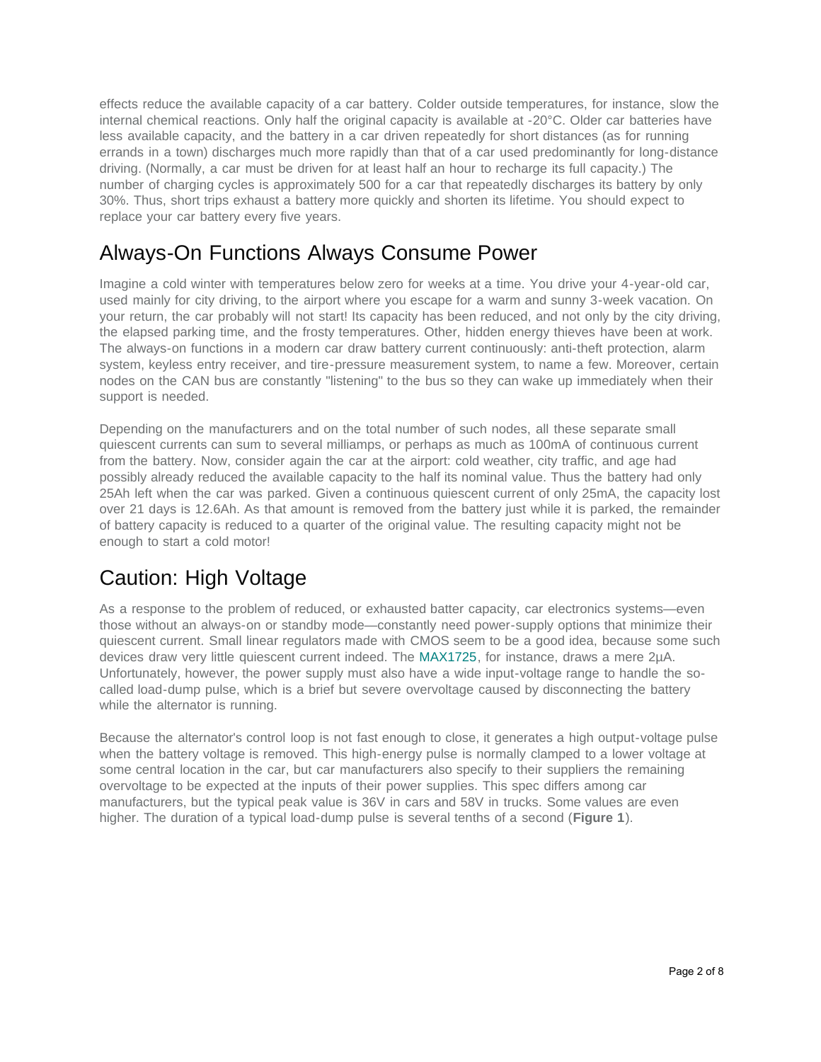effects reduce the available capacity of a car battery. Colder outside temperatures, for instance, slow the internal chemical reactions. Only half the original capacity is available at -20°C. Older car batteries have less available capacity, and the battery in a car driven repeatedly for short distances (as for running errands in a town) discharges much more rapidly than that of a car used predominantly for long-distance driving. (Normally, a car must be driven for at least half an hour to recharge its full capacity.) The number of charging cycles is approximately 500 for a car that repeatedly discharges its battery by only 30%. Thus, short trips exhaust a battery more quickly and shorten its lifetime. You should expect to replace your car battery every five years.

## Always-On Functions Always Consume Power

Imagine a cold winter with temperatures below zero for weeks at a time. You drive your 4-year-old car, used mainly for city driving, to the airport where you escape for a warm and sunny 3-week vacation. On your return, the car probably will not start! Its capacity has been reduced, and not only by the city driving, the elapsed parking time, and the frosty temperatures. Other, hidden energy thieves have been at work. The always-on functions in a modern car draw battery current continuously: anti-theft protection, alarm system, keyless entry receiver, and tire-pressure measurement system, to name a few. Moreover, certain nodes on the CAN bus are constantly "listening" to the bus so they can wake up immediately when their support is needed.

Depending on the manufacturers and on the total number of such nodes, all these separate small quiescent currents can sum to several milliamps, or perhaps as much as 100mA of continuous current from the battery. Now, consider again the car at the airport: cold weather, city traffic, and age had possibly already reduced the available capacity to the half its nominal value. Thus the battery had only 25Ah left when the car was parked. Given a continuous quiescent current of only 25mA, the capacity lost over 21 days is 12.6Ah. As that amount is removed from the battery just while it is parked, the remainder of battery capacity is reduced to a quarter of the original value. The resulting capacity might not be enough to start a cold motor!

## Caution: High Voltage

As a response to the problem of reduced, or exhausted batter capacity, car electronics systems—even those without an always-on or standby mode—constantly need power-supply options that minimize their quiescent current. Small linear regulators made with CMOS seem to be a good idea, because some such devices draw very little quiescent current indeed. The MAX1725, for instance, draws a mere 2µA. Unfortunately, however, the power supply must also have a wide input-voltage range to handle the so-called load-dump pulse, which is a brief but severe overvoltage caused by disconnecting the battery while the alternator is running.

Because the alternator's control loop is not fast enough to close, it generates a high output-voltage pulse when the battery voltage is removed. This high-energy pulse is normally clamped to a lower voltage at some central location in the car, but car manufacturers also specify to their suppliers the remaining overvoltage to be expected at the inputs of their power supplies. This spec differs among car manufacturers, but the typical peak value is 36V in cars and 58V in trucks. Some values are even higher. The duration of a typical load-dump pulse is several tenths of a second (**Figure 1**).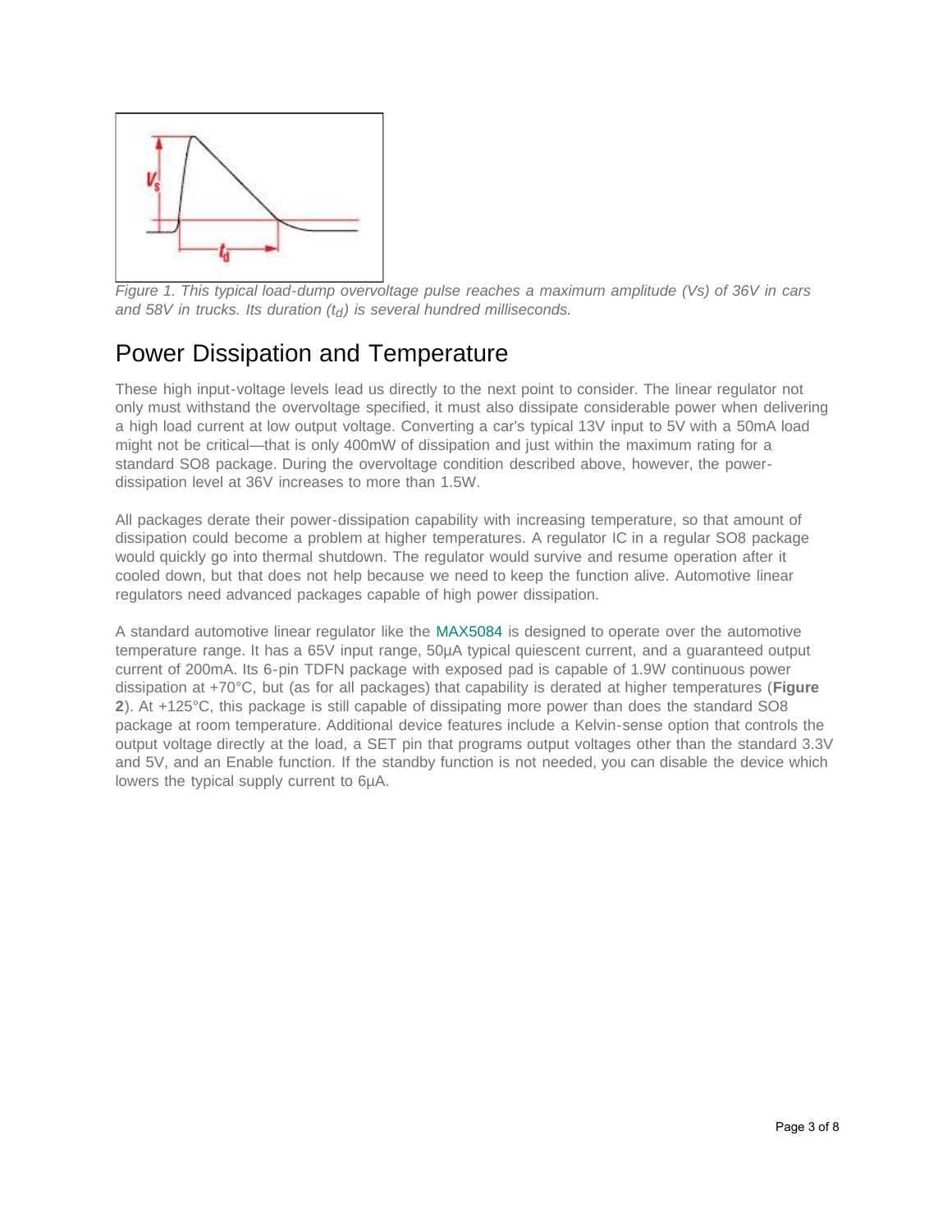Figure 1. This typical load-dump overvoltage pulse reaches a maximum amplitude (Vs) of 36V in cars and 58V in trucks. Its duration ($t_d$) is several hundred milliseconds.

## Power Dissipation and Temperature

These high input-voltage levels lead us directly to the next point to consider. The linear regulator not only must withstand the overvoltage specified, it must also dissipate considerable power when delivering a high load current at low output voltage. Converting a car's typical 13V input to 5V with a 50mA load might not be critical—that is only 400mW of dissipation and just within the maximum rating for a standard SO8 package. During the overvoltage condition described above, however, the power-dissipation level at 36V increases to more than 1.5W.

All packages derate their power-dissipation capability with increasing temperature, so that amount of dissipation could become a problem at higher temperatures. A regulator IC in a regular SO8 package would quickly go into thermal shutdown. The regulator would survive and resume operation after it cooled down, but that does not help because we need to keep the function alive. Automotive linear regulators need advanced packages capable of high power dissipation.

A standard automotive linear regulator like the MAX5084 is designed to operate over the automotive temperature range. It has a 65V input range, 50µA typical quiescent current, and a guaranteed output current of 200mA. Its 6-pin TDFN package with exposed pad is capable of 1.9W continuous power dissipation at +70°C, but (as for all packages) that capability is derated at higher temperatures (**Figure 2**). At +125°C, this package is still capable of dissipating more power than does the standard SO8 package at room temperature. Additional device features include a Kelvin-sense option that controls the output voltage directly at the load, a SET pin that programs output voltages other than the standard 3.3V and 5V, and an Enable function. If the standby function is not needed, you can disable the device which lowers the typical supply current to 6µA.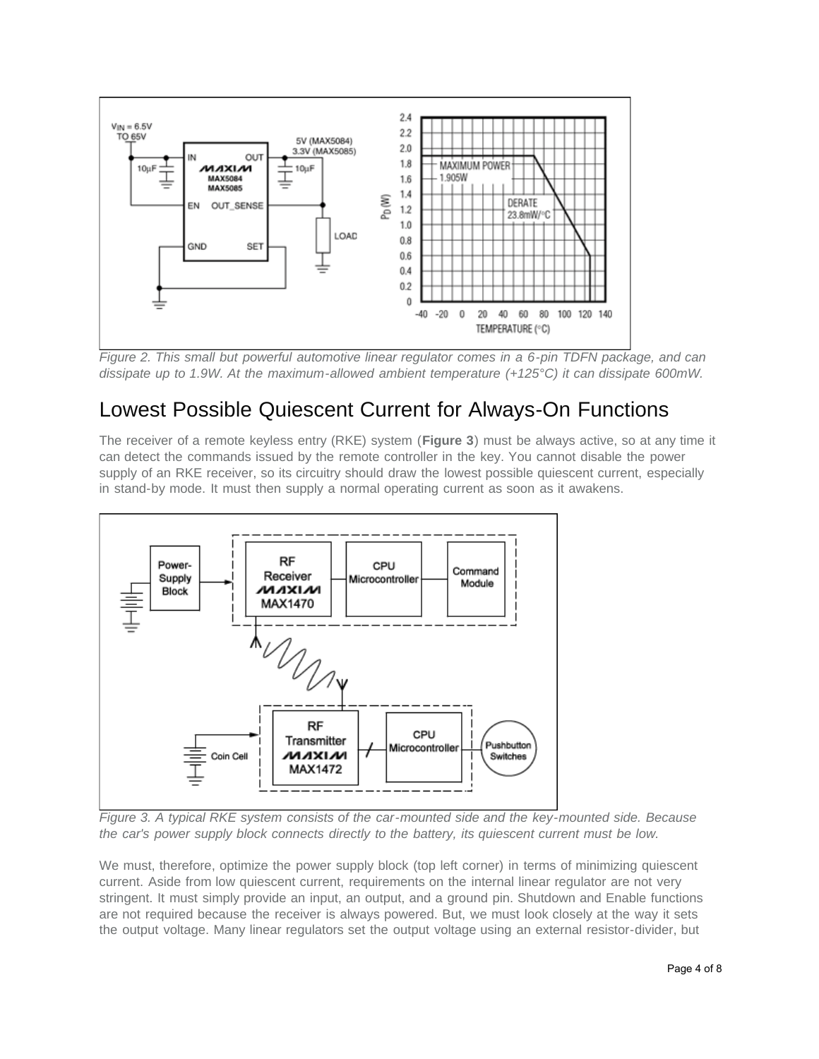*Figure 2. This small but powerful automotive linear regulator comes in a 6-pin TDFN package, and can dissipate up to 1.9W. At the maximum-allowed ambient temperature (+125°C) it can dissipate 600mW.*

## Lowest Possible Quiescent Current for Always-On Functions

The receiver of a remote keyless entry (RKE) system (**Figure 3**) must be always active, so at any time it can detect the commands issued by the remote controller in the key. You cannot disable the power supply of an RKE receiver, so its circuitry should draw the lowest possible quiescent current, especially in stand-by mode. It must then supply a normal operating current as soon as it awakens.

*Figure 3. A typical RKE system consists of the car-mounted side and the key-mounted side. Because the car's power supply block connects directly to the battery, its quiescent current must be low.*

We must, therefore, optimize the power supply block (top left corner) in terms of minimizing quiescent current. Aside from low quiescent current, requirements on the internal linear regulator are not very stringent. It must simply provide an input, an output, and a ground pin. Shutdown and Enable functions are not required because the receiver is always powered. But, we must look closely at the way it sets the output voltage. Many linear regulators set the output voltage using an external resistor-divider, but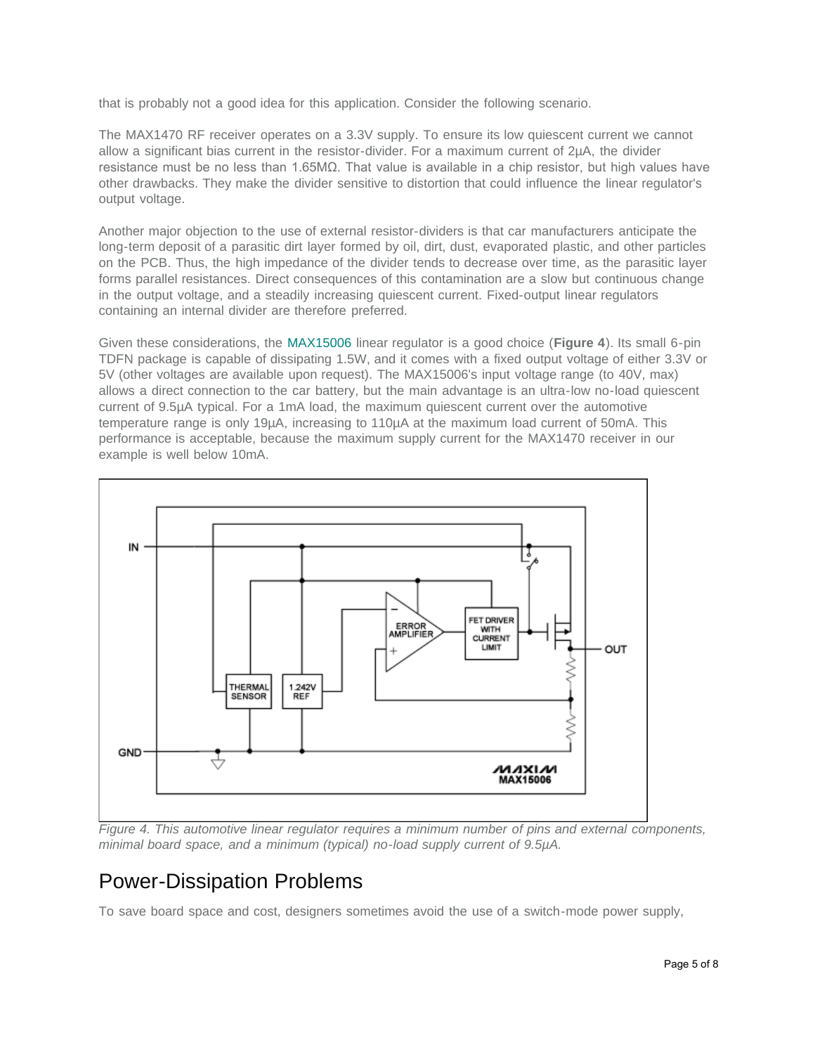that is probably not a good idea for this application. Consider the following scenario.

The MAX1470 RF receiver operates on a 3.3V supply. To ensure its low quiescent current we cannot allow a significant bias current in the resistor-divider. For a maximum current of 2µA, the divider resistance must be no less than 1.65MΩ. That value is available in a chip resistor, but high values have other drawbacks. They make the divider sensitive to distortion that could influence the linear regulator's output voltage.

Another major objection to the use of external resistor-dividers is that car manufacturers anticipate the long-term deposit of a parasitic dirt layer formed by oil, dirt, dust, evaporated plastic, and other particles on the PCB. Thus, the high impedance of the divider tends to decrease over time, as the parasitic layer forms parallel resistances. Direct consequences of this contamination are a slow but continuous change in the output voltage, and a steadily increasing quiescent current. Fixed-output linear regulators containing an internal divider are therefore preferred.

Given these considerations, the MAX15006 linear regulator is a good choice (**Figure 4**). Its small 6-pin TDFN package is capable of dissipating 1.5W, and it comes with a fixed output voltage of either 3.3V or 5V (other voltages are available upon request). The MAX15006's input voltage range (to 40V, max) allows a direct connection to the car battery, but the main advantage is an ultra-low no-load quiescent current of 9.5µA typical. For a 1mA load, the maximum quiescent current over the automotive temperature range is only 19µA, increasing to 110µA at the maximum load current of 50mA. This performance is acceptable, because the maximum supply current for the MAX1470 receiver in our example is well below 10mA.

*Figure 4. This automotive linear regulator requires a minimum number of pins and external components, minimal board space, and a minimum (typical) no-load supply current of 9.5µA.*

## Power-Dissipation Problems

To save board space and cost, designers sometimes avoid the use of a switch-mode power supply,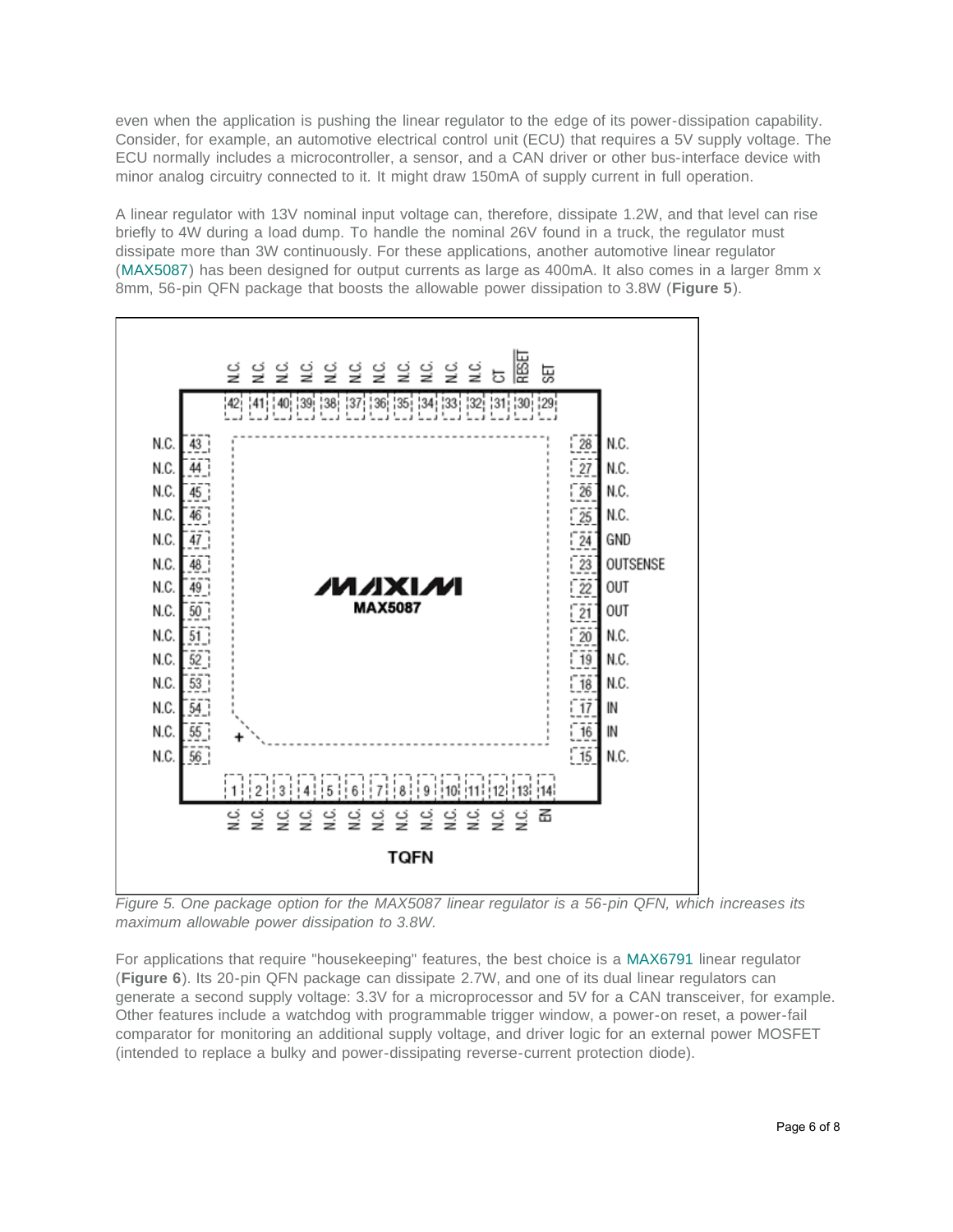even when the application is pushing the linear regulator to the edge of its power-dissipation capability. Consider, for example, an automotive electrical control unit (ECU) that requires a 5V supply voltage. The ECU normally includes a microcontroller, a sensor, and a CAN driver or other bus-interface device with minor analog circuitry connected to it. It might draw 150mA of supply current in full operation.

A linear regulator with 13V nominal input voltage can, therefore, dissipate 1.2W, and that level can rise briefly to 4W during a load dump. To handle the nominal 26V found in a truck, the regulator must dissipate more than 3W continuously. For these applications, another automotive linear regulator (MAX5087) has been designed for output currents as large as 400mA. It also comes in a larger 8mm x 8mm, 56-pin QFN package that boosts the allowable power dissipation to 3.8W (**Figure 5**).

*Figure 5. One package option for the MAX5087 linear regulator is a 56-pin QFN, which increases its maximum allowable power dissipation to 3.8W.*

For applications that require "housekeeping" features, the best choice is a MAX6791 linear regulator (**Figure 6**). Its 20-pin QFN package can dissipate 2.7W, and one of its dual linear regulators can generate a second supply voltage: 3.3V for a microprocessor and 5V for a CAN transceiver, for example. Other features include a watchdog with programmable trigger window, a power-on reset, a power-fail comparator for monitoring an additional supply voltage, and driver logic for an external power MOSFET (intended to replace a bulky and power-dissipating reverse-current protection diode).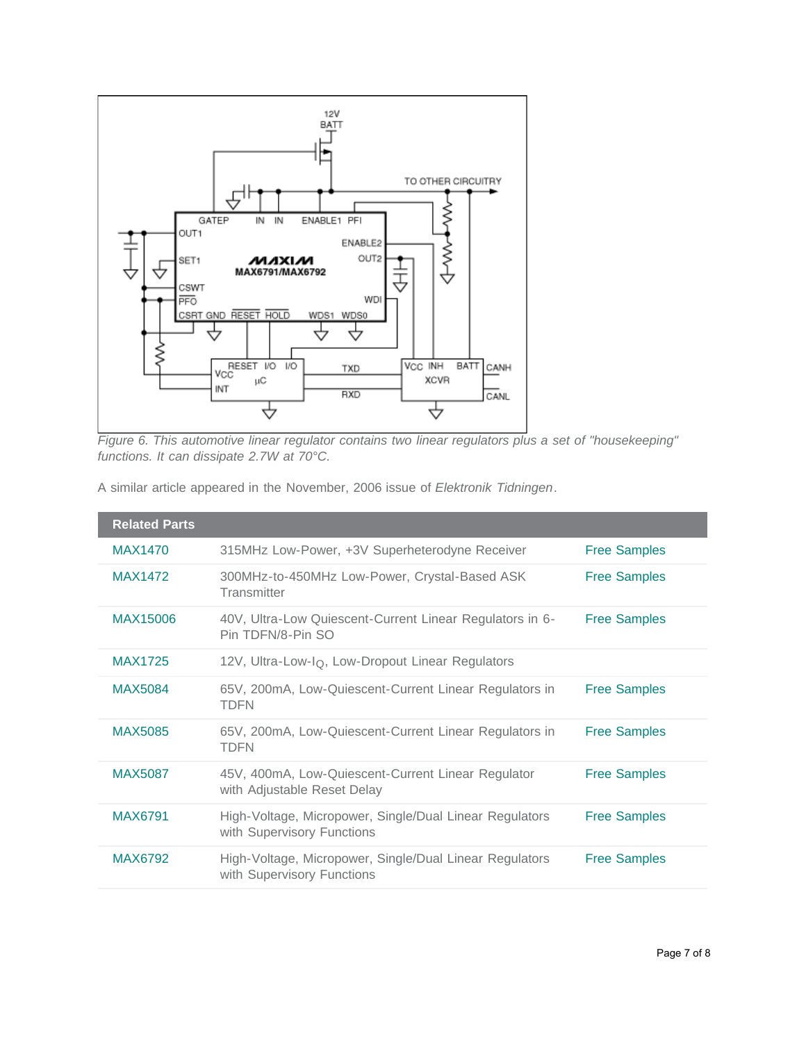*Figure 6. This automotive linear regulator contains two linear regulators plus a set of "housekeeping" functions. It can dissipate 2.7W at 70°C.*

A similar article appeared in the November, 2006 issue of *Elektronik Tidningen*.

| Related Parts | | |
|---|---|---|
| MAX1470 | 315MHz Low-Power, +3V Superheterodyne Receiver | Free Samples |
| MAX1472 | 300MHz-to-450MHz Low-Power, Crystal-Based ASK Transmitter | Free Samples |
| MAX15006 | 40V, Ultra-Low Quiescent-Current Linear Regulators in 6-Pin TDFN/8-Pin SO | Free Samples |
| MAX1725 | 12V, Ultra-Low-$I_Q$, Low-Dropout Linear Regulators | |
| MAX5084 | 65V, 200mA, Low-Quiescent-Current Linear Regulators in TDFN | Free Samples |
| MAX5085 | 65V, 200mA, Low-Quiescent-Current Linear Regulators in TDFN | Free Samples |
| MAX5087 | 45V, 400mA, Low-Quiescent-Current Linear Regulator with Adjustable Reset Delay | Free Samples |
| MAX6791 | High-Voltage, Micropower, Single/Dual Linear Regulators with Supervisory Functions | Free Samples |
| MAX6792 | High-Voltage, Micropower, Single/Dual Linear Regulators with Supervisory Functions | Free Samples |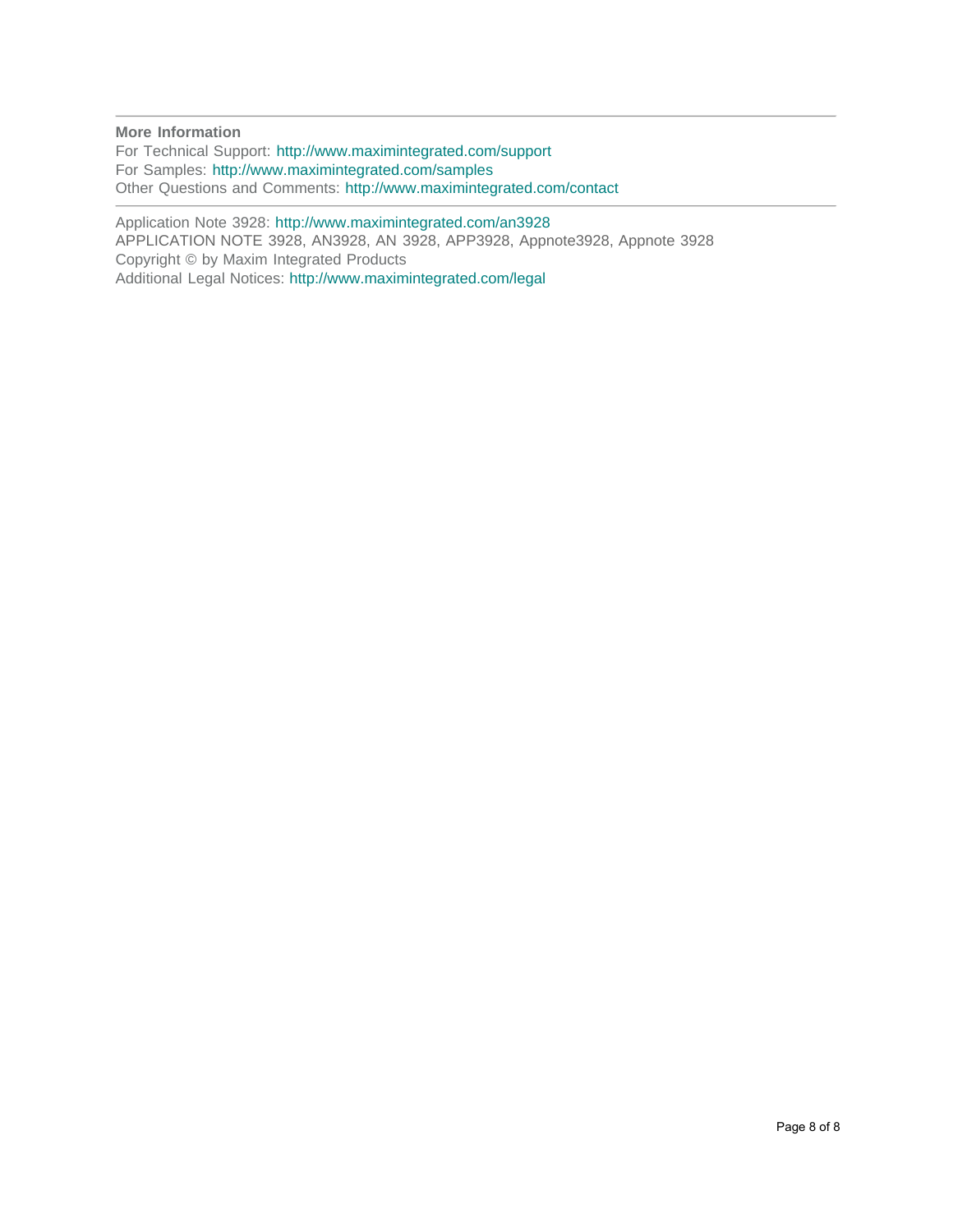**More Information**

For Technical Support: http://www.maximintegrated.com/support
For Samples: http://www.maximintegrated.com/samples
Other Questions and Comments: http://www.maximintegrated.com/contact

---

Application Note 3928: http://www.maximintegrated.com/an3928
APPLICATION NOTE 3928, AN3928, AN 3928, APP3928, Appnote3928, Appnote 3928
Copyright © by Maxim Integrated Products
Additional Legal Notices: http://www.maximintegrated.com/legal